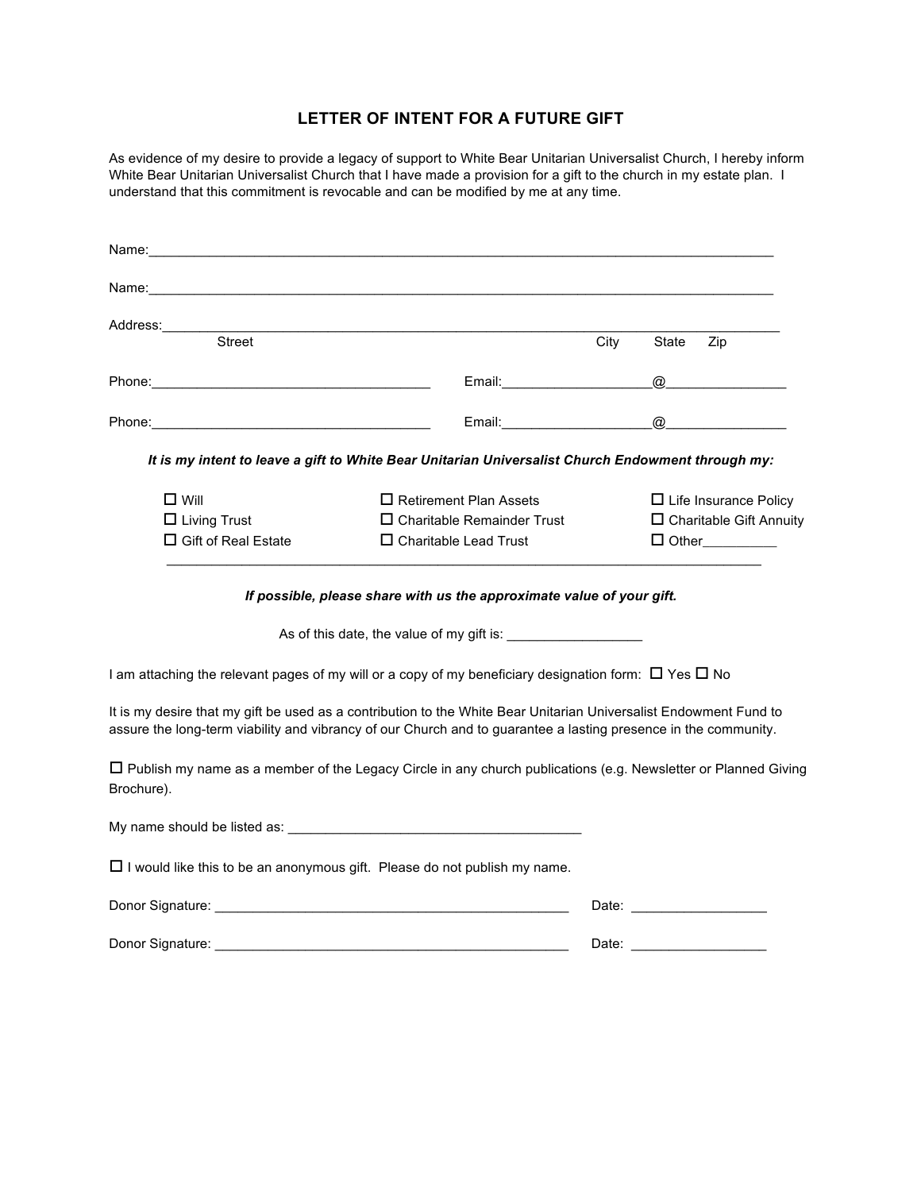# LETTER OF INTENT FOR A FUTURE GIFT

As evidence of my desire to provide a legacy of support to White Bear Unitarian Universalist Church, I hereby inform White Bear Unitarian Universalist Church that I have made a provision for a gift to the church in my estate plan. I understand that this commitment is revocable and can be modified by me at any time.

Name:_______________________________________________________________________________

Name:_______________________________________________________________________________

Address:_____________________________________________________________________________
Street City State Zip

Phone:____________________________________ Email:___________________@________________

Phone:____________________________________ Email:___________________@________________

***It is my intent to leave a gift to White Bear Unitarian Universalist Church Endowment through my:***

☐ Will ☐ Retirement Plan Assets ☐ Life Insurance Policy
☐ Living Trust ☐ Charitable Remainder Trust ☐ Charitable Gift Annuity
☐ Gift of Real Estate ☐ Charitable Lead Trust ☐ Other__________
_____________________________________________________________________________

***If possible, please share with us the approximate value of your gift.***

As of this date, the value of my gift is: __________________

I am attaching the relevant pages of my will or a copy of my beneficiary designation form: ☐ Yes ☐ No

It is my desire that my gift be used as a contribution to the White Bear Unitarian Universalist Endowment Fund to assure the long-term viability and vibrancy of our Church and to guarantee a lasting presence in the community.

☐ Publish my name as a member of the Legacy Circle in any church publications (e.g. Newsletter or Planned Giving Brochure).

My name should be listed as: _______________________________________

☐ I would like this to be an anonymous gift. Please do not publish my name.

Donor Signature: ________________________________________________ Date: __________________

Donor Signature: ________________________________________________ Date: __________________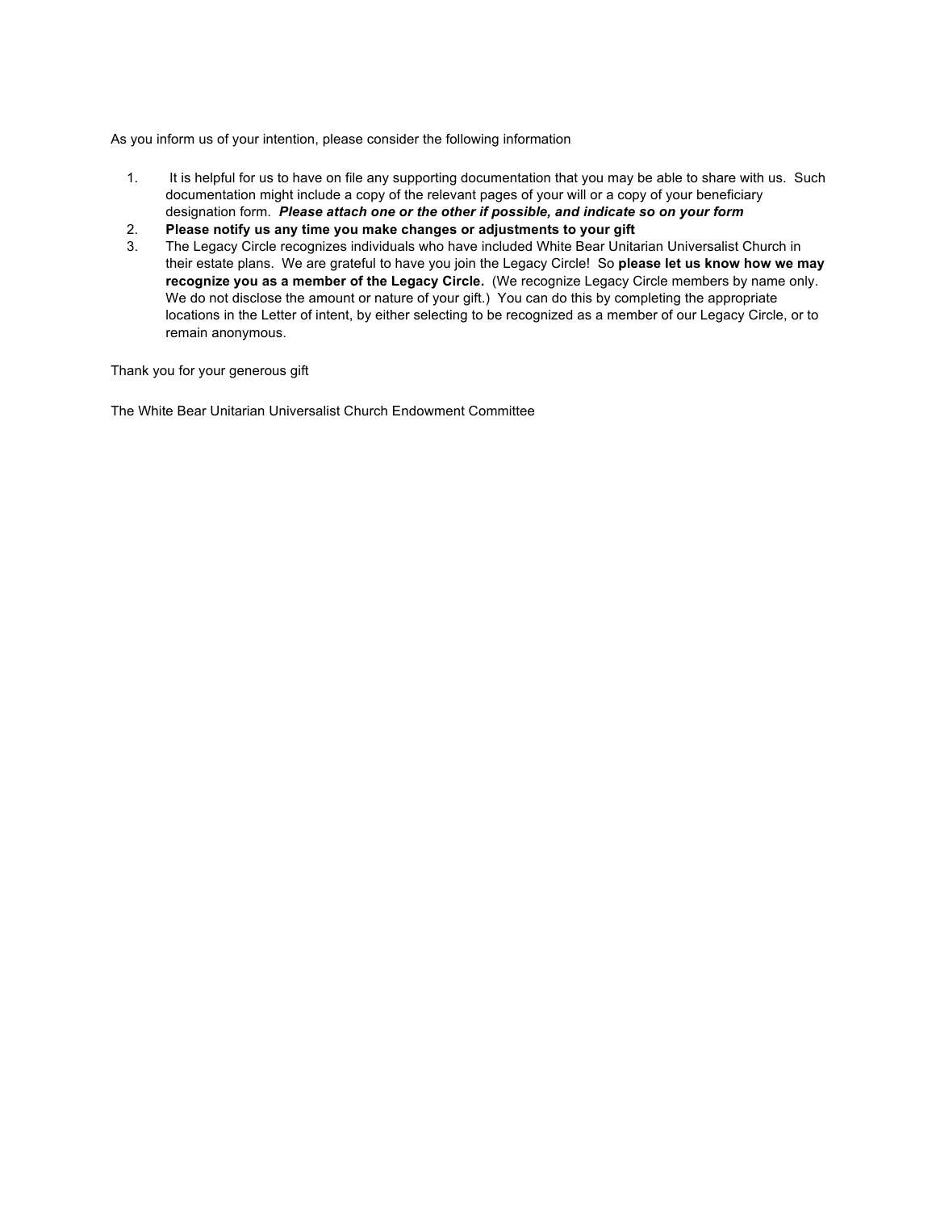As you inform us of your intention, please consider the following information

1. It is helpful for us to have on file any supporting documentation that you may be able to share with us. Such documentation might include a copy of the relevant pages of your will or a copy of your beneficiary designation form. ***Please attach one or the other if possible, and indicate so on your form***
2. **Please notify us any time you make changes or adjustments to your gift**
3. The Legacy Circle recognizes individuals who have included White Bear Unitarian Universalist Church in their estate plans. We are grateful to have you join the Legacy Circle! So **please let us know how we may recognize you as a member of the Legacy Circle.** (We recognize Legacy Circle members by name only. We do not disclose the amount or nature of your gift.) You can do this by completing the appropriate locations in the Letter of intent, by either selecting to be recognized as a member of our Legacy Circle, or to remain anonymous.

Thank you for your generous gift

The White Bear Unitarian Universalist Church Endowment Committee